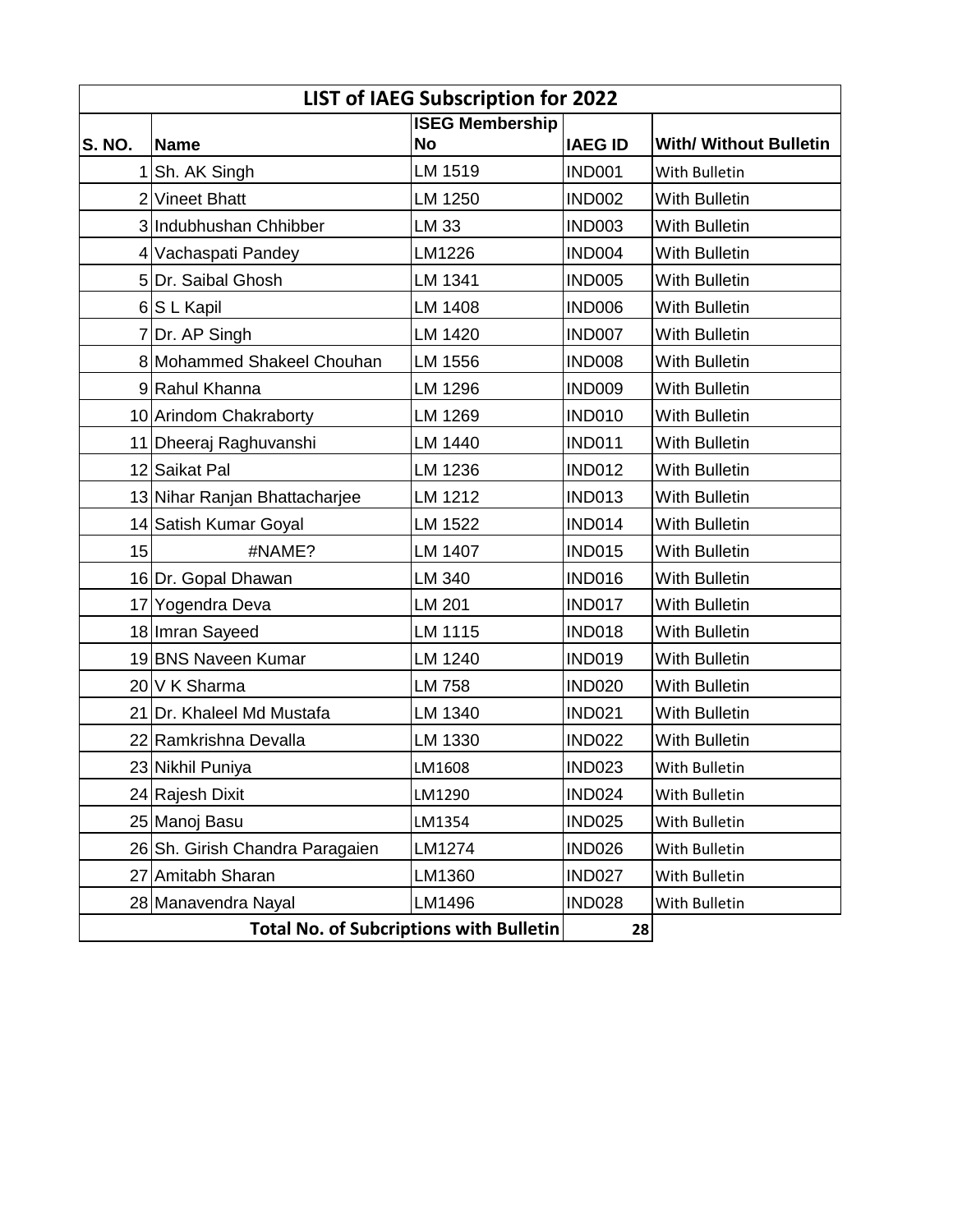| LIST of IAEG Subscription for 2022 | | | | |
|---|---|---|---|---|
| S. NO. | Name | ISEG Membership No | IAEG ID | With/ Without Bulletin |
| 1 | Sh. AK Singh | LM 1519 | IND001 | With Bulletin |
| 2 | Vineet Bhatt | LM 1250 | IND002 | With Bulletin |
| 3 | Indubhushan Chhibber | LM 33 | IND003 | With Bulletin |
| 4 | Vachaspati Pandey | LM1226 | IND004 | With Bulletin |
| 5 | Dr. Saibal Ghosh | LM 1341 | IND005 | With Bulletin |
| 6 | S L Kapil | LM 1408 | IND006 | With Bulletin |
| 7 | Dr. AP Singh | LM 1420 | IND007 | With Bulletin |
| 8 | Mohammed Shakeel Chouhan | LM 1556 | IND008 | With Bulletin |
| 9 | Rahul Khanna | LM 1296 | IND009 | With Bulletin |
| 10 | Arindom Chakraborty | LM 1269 | IND010 | With Bulletin |
| 11 | Dheeraj Raghuvanshi | LM 1440 | IND011 | With Bulletin |
| 12 | Saikat Pal | LM 1236 | IND012 | With Bulletin |
| 13 | Nihar Ranjan Bhattacharjee | LM 1212 | IND013 | With Bulletin |
| 14 | Satish Kumar Goyal | LM 1522 | IND014 | With Bulletin |
| 15 | #NAME? | LM 1407 | IND015 | With Bulletin |
| 16 | Dr. Gopal Dhawan | LM 340 | IND016 | With Bulletin |
| 17 | Yogendra Deva | LM 201 | IND017 | With Bulletin |
| 18 | Imran Sayeed | LM 1115 | IND018 | With Bulletin |
| 19 | BNS Naveen Kumar | LM 1240 | IND019 | With Bulletin |
| 20 | V K Sharma | LM 758 | IND020 | With Bulletin |
| 21 | Dr. Khaleel Md Mustafa | LM 1340 | IND021 | With Bulletin |
| 22 | Ramkrishna Devalla | LM 1330 | IND022 | With Bulletin |
| 23 | Nikhil Puniya | LM1608 | IND023 | With Bulletin |
| 24 | Rajesh Dixit | LM1290 | IND024 | With Bulletin |
| 25 | Manoj Basu | LM1354 | IND025 | With Bulletin |
| 26 | Sh. Girish Chandra Paragaien | LM1274 | IND026 | With Bulletin |
| 27 | Amitabh Sharan | LM1360 | IND027 | With Bulletin |
| 28 | Manavendra Nayal | LM1496 | IND028 | With Bulletin |
| **Total No. of Subcriptions with Bulletin** | | | **28** | |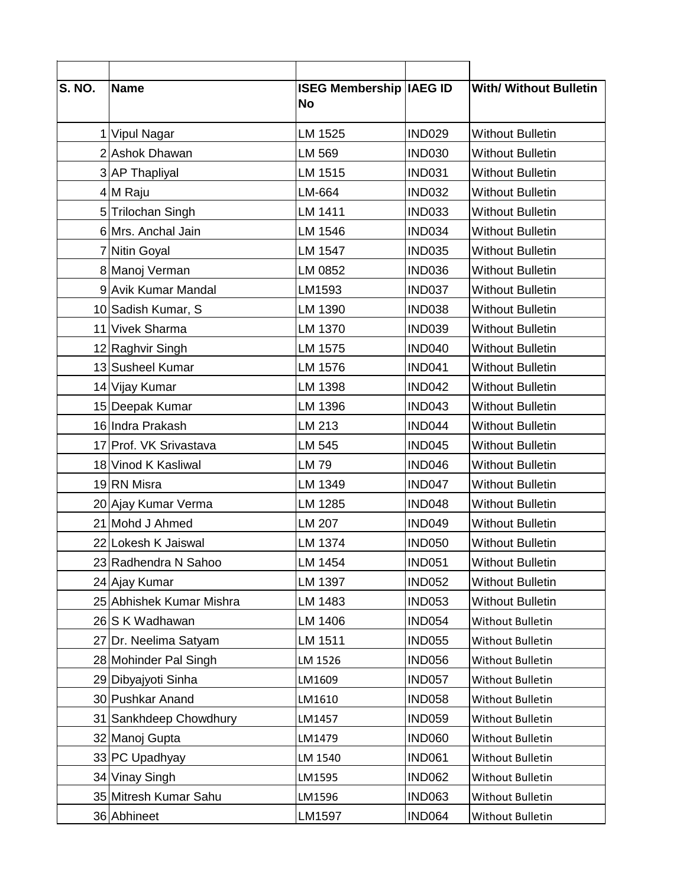| S. NO. | Name | ISEG Membership No | IAEG ID | With/ Without Bulletin |
|---|---|---|---|---|
| 1 | Vipul Nagar | LM 1525 | IND029 | Without Bulletin |
| 2 | Ashok Dhawan | LM 569 | IND030 | Without Bulletin |
| 3 | AP Thapliyal | LM 1515 | IND031 | Without Bulletin |
| 4 | M Raju | LM-664 | IND032 | Without Bulletin |
| 5 | Trilochan Singh | LM 1411 | IND033 | Without Bulletin |
| 6 | Mrs. Anchal Jain | LM 1546 | IND034 | Without Bulletin |
| 7 | Nitin Goyal | LM 1547 | IND035 | Without Bulletin |
| 8 | Manoj Verman | LM 0852 | IND036 | Without Bulletin |
| 9 | Avik Kumar Mandal | LM1593 | IND037 | Without Bulletin |
| 10 | Sadish Kumar, S | LM 1390 | IND038 | Without Bulletin |
| 11 | Vivek Sharma | LM 1370 | IND039 | Without Bulletin |
| 12 | Raghvir Singh | LM 1575 | IND040 | Without Bulletin |
| 13 | Susheel Kumar | LM 1576 | IND041 | Without Bulletin |
| 14 | Vijay Kumar | LM 1398 | IND042 | Without Bulletin |
| 15 | Deepak Kumar | LM 1396 | IND043 | Without Bulletin |
| 16 | Indra Prakash | LM 213 | IND044 | Without Bulletin |
| 17 | Prof. VK Srivastava | LM 545 | IND045 | Without Bulletin |
| 18 | Vinod K Kasliwal | LM 79 | IND046 | Without Bulletin |
| 19 | RN Misra | LM 1349 | IND047 | Without Bulletin |
| 20 | Ajay Kumar Verma | LM 1285 | IND048 | Without Bulletin |
| 21 | Mohd J Ahmed | LM 207 | IND049 | Without Bulletin |
| 22 | Lokesh K Jaiswal | LM 1374 | IND050 | Without Bulletin |
| 23 | Radhendra N Sahoo | LM 1454 | IND051 | Without Bulletin |
| 24 | Ajay Kumar | LM 1397 | IND052 | Without Bulletin |
| 25 | Abhishek Kumar Mishra | LM 1483 | IND053 | Without Bulletin |
| 26 | S K Wadhawan | LM 1406 | IND054 | Without Bulletin |
| 27 | Dr. Neelima Satyam | LM 1511 | IND055 | Without Bulletin |
| 28 | Mohinder Pal Singh | LM 1526 | IND056 | Without Bulletin |
| 29 | Dibyajyoti Sinha | LM1609 | IND057 | Without Bulletin |
| 30 | Pushkar Anand | LM1610 | IND058 | Without Bulletin |
| 31 | Sankhdeep Chowdhury | LM1457 | IND059 | Without Bulletin |
| 32 | Manoj Gupta | LM1479 | IND060 | Without Bulletin |
| 33 | PC Upadhyay | LM 1540 | IND061 | Without Bulletin |
| 34 | Vinay Singh | LM1595 | IND062 | Without Bulletin |
| 35 | Mitresh Kumar Sahu | LM1596 | IND063 | Without Bulletin |
| 36 | Abhineet | LM1597 | IND064 | Without Bulletin |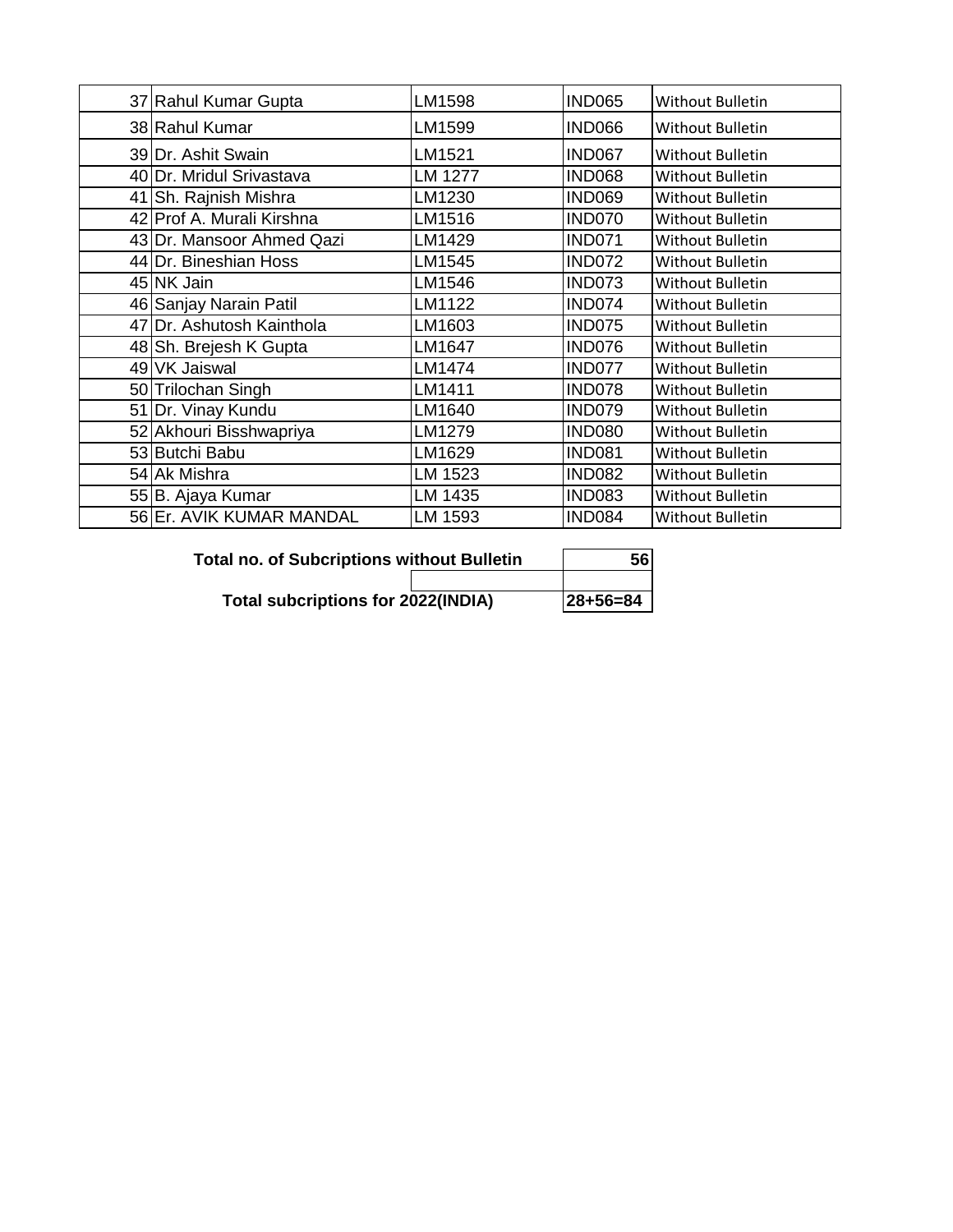| | | | | |
|---|---|---|---|---|
| 37 | Rahul Kumar Gupta | LM1598 | IND065 | Without Bulletin |
| 38 | Rahul Kumar | LM1599 | IND066 | Without Bulletin |
| 39 | Dr. Ashit Swain | LM1521 | IND067 | Without Bulletin |
| 40 | Dr. Mridul Srivastava | LM 1277 | IND068 | Without Bulletin |
| 41 | Sh. Rajnish Mishra | LM1230 | IND069 | Without Bulletin |
| 42 | Prof A. Murali Kirshna | LM1516 | IND070 | Without Bulletin |
| 43 | Dr. Mansoor Ahmed Qazi | LM1429 | IND071 | Without Bulletin |
| 44 | Dr. Bineshian Hoss | LM1545 | IND072 | Without Bulletin |
| 45 | NK Jain | LM1546 | IND073 | Without Bulletin |
| 46 | Sanjay Narain Patil | LM1122 | IND074 | Without Bulletin |
| 47 | Dr. Ashutosh Kainthola | LM1603 | IND075 | Without Bulletin |
| 48 | Sh. Brejesh K Gupta | LM1647 | IND076 | Without Bulletin |
| 49 | VK Jaiswal | LM1474 | IND077 | Without Bulletin |
| 50 | Trilochan Singh | LM1411 | IND078 | Without Bulletin |
| 51 | Dr. Vinay Kundu | LM1640 | IND079 | Without Bulletin |
| 52 | Akhouri Bisshwapriya | LM1279 | IND080 | Without Bulletin |
| 53 | Butchi Babu | LM1629 | IND081 | Without Bulletin |
| 54 | Ak Mishra | LM 1523 | IND082 | Without Bulletin |
| 55 | B. Ajaya Kumar | LM 1435 | IND083 | Without Bulletin |
| 56 | Er. AVIK KUMAR MANDAL | LM 1593 | IND084 | Without Bulletin |

| | |
|---|---|
| **Total no. of Subcriptions without Bulletin** | **56** |
| | |
| **Total subcriptions for 2022(INDIA)** | **28+56=84** |